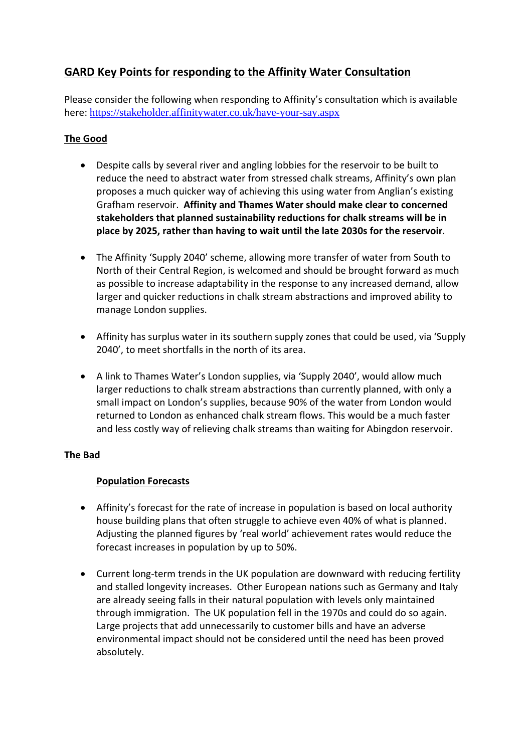# GARD Key Points for responding to the Affinity Water Consultation

Please consider the following when responding to Affinity's consultation which is available here: https://stakeholder.affinitywater.co.uk/have-your-say.aspx

## The Good

- Despite calls by several river and angling lobbies for the reservoir to be built to reduce the need to abstract water from stressed chalk streams, Affinity's own plan proposes a much quicker way of achieving this using water from Anglian's existing Grafham reservoir. **Affinity and Thames Water should make clear to concerned stakeholders that planned sustainability reductions for chalk streams will be in place by 2025, rather than having to wait until the late 2030s for the reservoir**.

- The Affinity 'Supply 2040' scheme, allowing more transfer of water from South to North of their Central Region, is welcomed and should be brought forward as much as possible to increase adaptability in the response to any increased demand, allow larger and quicker reductions in chalk stream abstractions and improved ability to manage London supplies.

- Affinity has surplus water in its southern supply zones that could be used, via 'Supply 2040', to meet shortfalls in the north of its area.

- A link to Thames Water's London supplies, via 'Supply 2040', would allow much larger reductions to chalk stream abstractions than currently planned, with only a small impact on London's supplies, because 90% of the water from London would returned to London as enhanced chalk stream flows. This would be a much faster and less costly way of relieving chalk streams than waiting for Abingdon reservoir.

## The Bad

### Population Forecasts

- Affinity's forecast for the rate of increase in population is based on local authority house building plans that often struggle to achieve even 40% of what is planned. Adjusting the planned figures by 'real world' achievement rates would reduce the forecast increases in population by up to 50%.

- Current long-term trends in the UK population are downward with reducing fertility and stalled longevity increases. Other European nations such as Germany and Italy are already seeing falls in their natural population with levels only maintained through immigration. The UK population fell in the 1970s and could do so again. Large projects that add unnecessarily to customer bills and have an adverse environmental impact should not be considered until the need has been proved absolutely.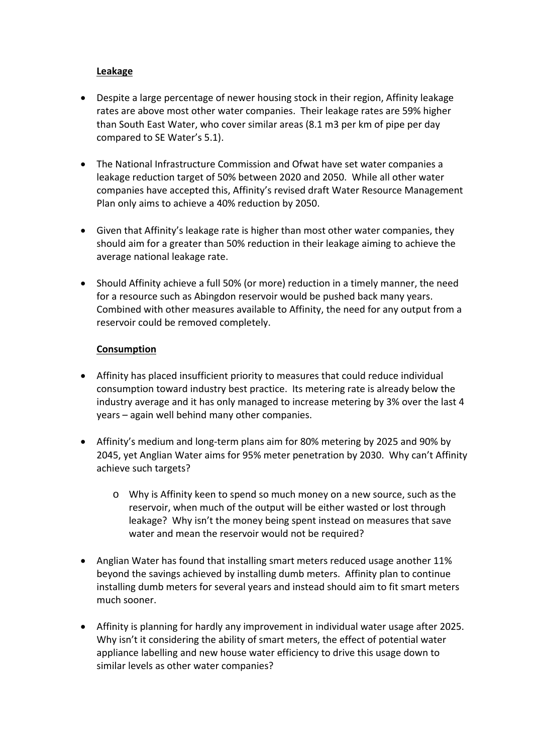**Leakage**

- Despite a large percentage of newer housing stock in their region, Affinity leakage rates are above most other water companies. Their leakage rates are 59% higher than South East Water, who cover similar areas (8.1 m3 per km of pipe per day compared to SE Water's 5.1).

- The National Infrastructure Commission and Ofwat have set water companies a leakage reduction target of 50% between 2020 and 2050. While all other water companies have accepted this, Affinity's revised draft Water Resource Management Plan only aims to achieve a 40% reduction by 2050.

- Given that Affinity's leakage rate is higher than most other water companies, they should aim for a greater than 50% reduction in their leakage aiming to achieve the average national leakage rate.

- Should Affinity achieve a full 50% (or more) reduction in a timely manner, the need for a resource such as Abingdon reservoir would be pushed back many years. Combined with other measures available to Affinity, the need for any output from a reservoir could be removed completely.

**Consumption**

- Affinity has placed insufficient priority to measures that could reduce individual consumption toward industry best practice. Its metering rate is already below the industry average and it has only managed to increase metering by 3% over the last 4 years – again well behind many other companies.

- Affinity's medium and long-term plans aim for 80% metering by 2025 and 90% by 2045, yet Anglian Water aims for 95% meter penetration by 2030. Why can't Affinity achieve such targets?
  - Why is Affinity keen to spend so much money on a new source, such as the reservoir, when much of the output will be either wasted or lost through leakage? Why isn't the money being spent instead on measures that save water and mean the reservoir would not be required?

- Anglian Water has found that installing smart meters reduced usage another 11% beyond the savings achieved by installing dumb meters. Affinity plan to continue installing dumb meters for several years and instead should aim to fit smart meters much sooner.

- Affinity is planning for hardly any improvement in individual water usage after 2025. Why isn't it considering the ability of smart meters, the effect of potential water appliance labelling and new house water efficiency to drive this usage down to similar levels as other water companies?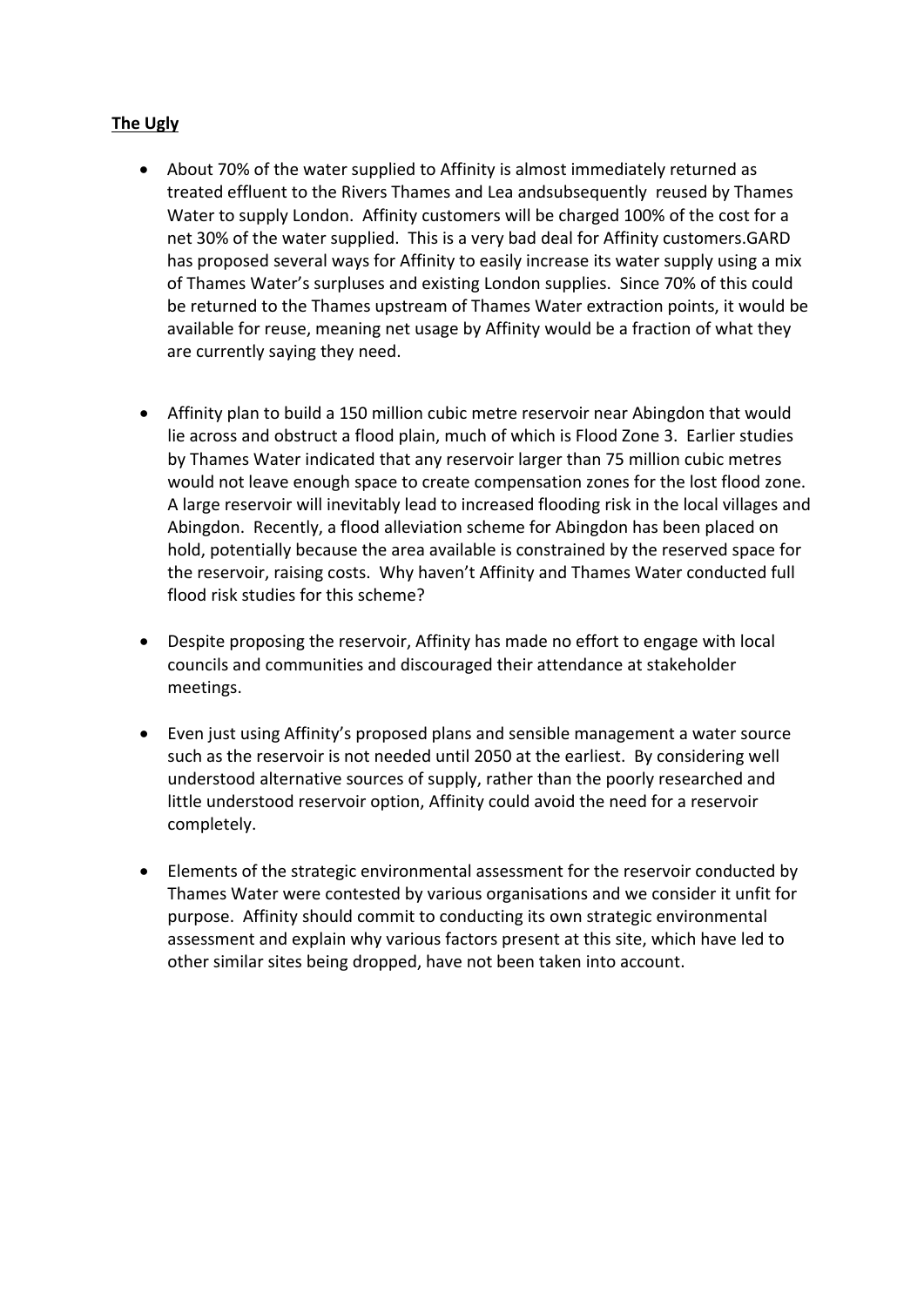**The Ugly**

- About 70% of the water supplied to Affinity is almost immediately returned as treated effluent to the Rivers Thames and Lea andsubsequently reused by Thames Water to supply London. Affinity customers will be charged 100% of the cost for a net 30% of the water supplied. This is a very bad deal for Affinity customers.GARD has proposed several ways for Affinity to easily increase its water supply using a mix of Thames Water's surpluses and existing London supplies. Since 70% of this could be returned to the Thames upstream of Thames Water extraction points, it would be available for reuse, meaning net usage by Affinity would be a fraction of what they are currently saying they need.

- Affinity plan to build a 150 million cubic metre reservoir near Abingdon that would lie across and obstruct a flood plain, much of which is Flood Zone 3. Earlier studies by Thames Water indicated that any reservoir larger than 75 million cubic metres would not leave enough space to create compensation zones for the lost flood zone. A large reservoir will inevitably lead to increased flooding risk in the local villages and Abingdon. Recently, a flood alleviation scheme for Abingdon has been placed on hold, potentially because the area available is constrained by the reserved space for the reservoir, raising costs. Why haven't Affinity and Thames Water conducted full flood risk studies for this scheme?

- Despite proposing the reservoir, Affinity has made no effort to engage with local councils and communities and discouraged their attendance at stakeholder meetings.

- Even just using Affinity's proposed plans and sensible management a water source such as the reservoir is not needed until 2050 at the earliest. By considering well understood alternative sources of supply, rather than the poorly researched and little understood reservoir option, Affinity could avoid the need for a reservoir completely.

- Elements of the strategic environmental assessment for the reservoir conducted by Thames Water were contested by various organisations and we consider it unfit for purpose. Affinity should commit to conducting its own strategic environmental assessment and explain why various factors present at this site, which have led to other similar sites being dropped, have not been taken into account.